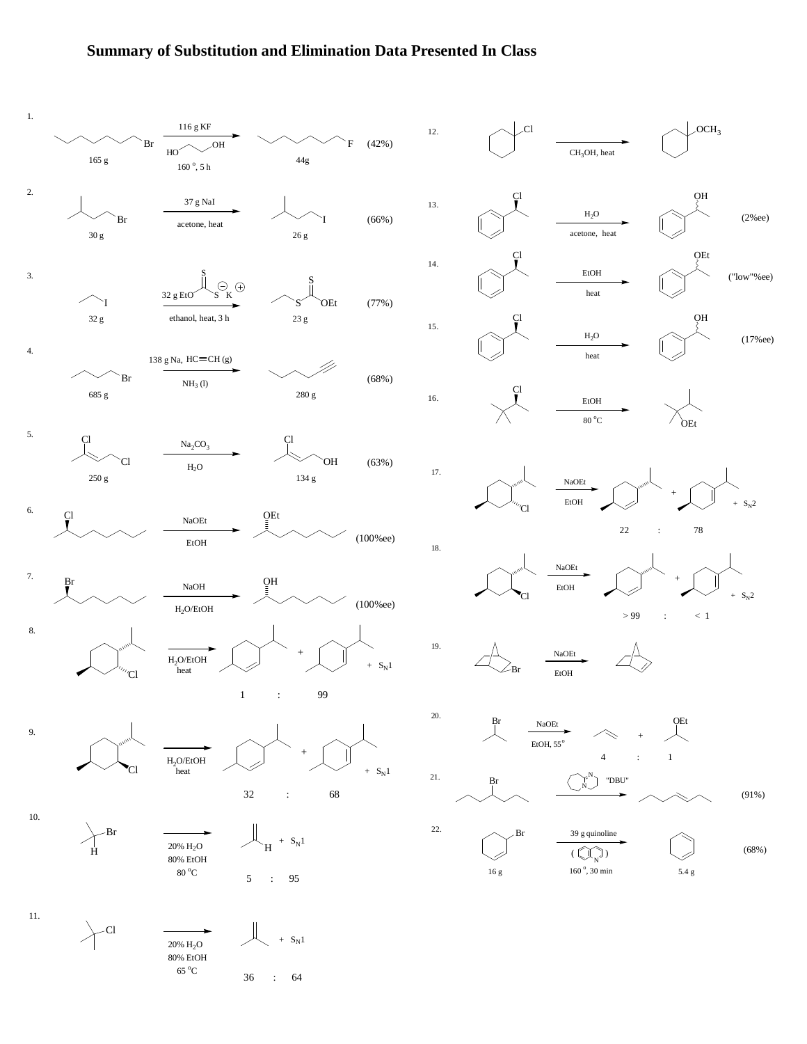# Summary of Substitution and Elimination Data Presented In Class

1. 165 g 1-bromooctane → (116 g KF, HO–CH$_2$CH$_2$–OH, 160 °, 5 h) → 44g 1-fluorooctane (42%)

2. 30 g 1-bromo-3-methylbutane → (37 g NaI, acetone, heat) → 26 g 1-iodo-3-methylbutane (66%)

3. 32 g iodoethane → (32 g EtO–C(=S)–S$^{\ominus}$ K$^{\oplus}$, ethanol, heat, 3 h) → 23 g Et–S–C(=S)–OEt (77%)

4. 685 g 1-bromobutane → (138 g Na, HC≡CH (g), $NH_3$ (l)) → 280 g 1-hexyne (68%)

5. 250 g 1,3-dichloro-2-butene → ($Na_2CO_3$, $H_2O$) → 134 g 3-chloro-2-buten-1-ol (63%)

6. 2-chlorooctane → (NaOEt, EtOH) → 2-ethoxyoctane (100%ee)

7. 2-bromooctane → (NaOH, $H_2O$/EtOH) → 2-octanol (100%ee)

8. menthyl chloride → ($H_2O$/EtOH, heat) → 3-menthene + 2-menthene (trisubstituted) + $S_N1$ — 1 : 99

9. neomenthyl chloride → ($H_2O$/EtOH, heat) → 3-menthene + 2-menthene (trisubstituted) + $S_N1$ — 32 : 68

10. 2-bromo-2-methylpropane (with H shown) → (20% $H_2O$, 80% EtOH, 80 °C) → 2-methylpropene (H) + $S_N1$ — 5 : 95

11. 2-chloro-2-methylpropane → (20% $H_2O$, 80% EtOH, 65 °C) → 2-methylpropene + $S_N1$ — 36 : 64

12. 1-chloro-1-methylcyclohexane → ($CH_3OH$, heat) → 1-methoxy-1-methylcyclohexane

13. (1-chloroethyl)benzene → ($H_2O$, acetone, heat) → 1-phenylethanol (2%ee)

14. (1-chloroethyl)benzene → (EtOH, heat) → (1-ethoxyethyl)benzene ("low"%ee)

15. (1-chloroethyl)benzene → ($H_2O$, heat) → 1-phenylethanol (17%ee)

16. 3-chloro-2,2-dimethylbutane → (EtOH, 80 °C) → 2-ethoxy-2,3-dimethylbutane

17. menthyl chloride → (NaOEt, EtOH) → 2-menthene + 3-menthene + $S_N2$ — 22 : 78

18. neomenthyl chloride → (NaOEt, EtOH) → 2-menthene + 3-menthene + $S_N2$ — > 99 : < 1

19. 2-bromonorbornane → (NaOEt, EtOH) → norbornene

20. 2-bromopropane → (NaOEt, EtOH, 55 °) → propene + 2-ethoxypropane — 4 : 1

21. 4-bromoheptane → ("DBU") → 3-heptene (91%)

22. 16 g 3-bromocyclohexene → (39 g quinoline, 160 °, 30 min) → 5.4 g 1,3-cyclohexadiene (68%)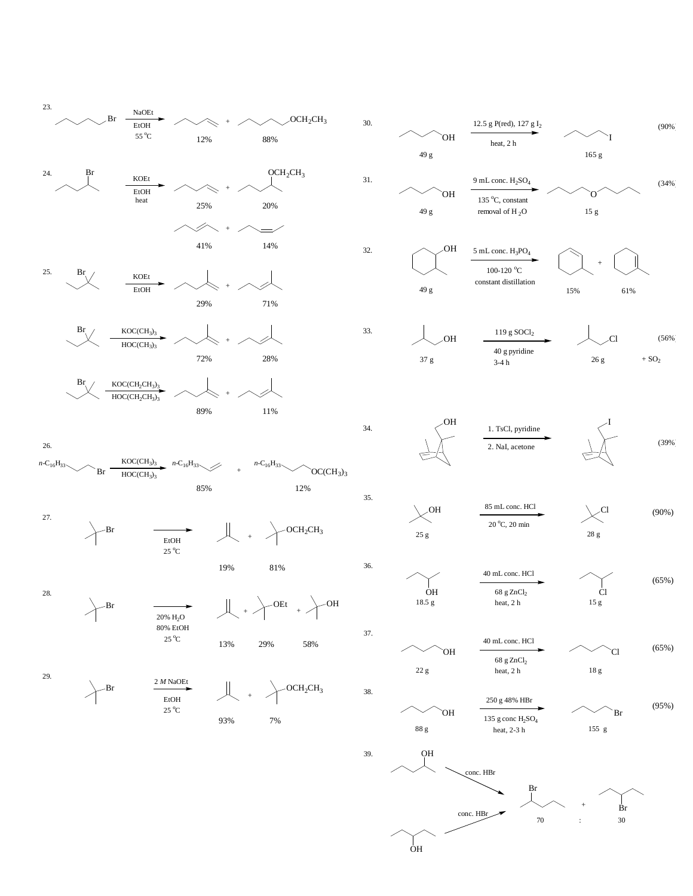23.

NaOEt, EtOH, 55 °C

12% + 88% ($OCH_2CH_3$)

24.

Br

KOEt, EtOH, heat

$OCH_2CH_3$

25% + 20%

41% + 14%

25.

Br

KOEt, EtOH

29% + 71%

Br

$KOC(CH_3)_3$, $HOC(CH_3)_3$

72% + 28%

Br

$KOC(CH_2CH_3)_3$, $HOC(CH_2CH_3)_3$

89% + 11%

26.

$n$-$C_{16}H_{33}$ Br

$KOC(CH_3)_3$, $HOC(CH_3)_3$

$n$-$C_{16}H_{33}$ + $n$-$C_{16}H_{33}$ $OC(CH_3)_3$

85% 12%

27.

Br

EtOH, 25 °C

$OCH_2CH_3$

19% 81%

28.

Br

20% $H_2O$, 80% EtOH, 25 °C

OEt, OH

13% 29% 58%

29.

Br

2 *M* NaOEt, EtOH, 25 °C

$OCH_2CH_3$

93% 7%

30.

OH → I (90%)

12.5 g P(red), 127 g $I_2$, heat, 2 h

49 g 165 g

31.

OH → O (34%)

9 mL conc. $H_2SO_4$, 135 °C, constant removal of $H_2O$

49 g 15 g

32.

OH

5 mL conc. $H_3PO_4$, 100-120 °C, constant distillation

49 g

15% + 61%

33.

OH → Cl (56%) + $SO_2$

119 g $SOCl_2$, 40 g pyridine, 3-4 h

37 g 26 g

34.

OH → I (39%)

1. TsCl, pyridine
2. NaI, acetone

35.

OH → Cl (90%)

85 mL conc. HCl, 20 °C, 20 min

25 g 28 g

36.

OH → Cl (65%)

40 mL conc. HCl, 68 g $ZnCl_2$, heat, 2 h

18.5 g 15 g

37.

OH → Cl (65%)

40 mL conc. HCl, 68 g $ZnCl_2$, heat, 2 h

22 g 18 g

38.

OH → Br (95%)

250 g 48% HBr, 135 g conc $H_2SO_4$, heat, 2-3 h

88 g 155 g

39.

OH (2-pentanol) → conc. HBr

OH (3-pentanol) → conc. HBr

Br + Br

70 : 30